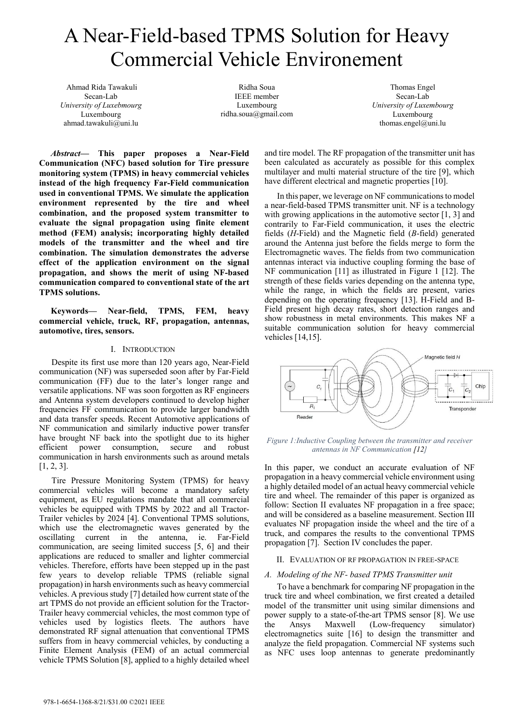# A Near-Field-based TPMS Solution for Heavy Commercial Vehicle Environement

Ahmad Ridа Tawakuli
Secan-Lab
*University of Luxebmourg*
Luxembourg
ahmad.tawakuli@uni.lu

Ridha Soua
IEEE member
Luxembourg
ridha.soua@gmail.com

Thomas Engel
Secan-Lab
*University of Luxembourg*
Luxembourg
thomas.engel@uni.lu

***Abstract*— This paper proposes a Near-Field Communication (NFC) based solution for Tire pressure monitoring system (TPMS) in heavy commercial vehicles instead of the high frequency Far-Field communication used in conventional TPMS. We simulate the application environment represented by the tire and wheel combination, and the proposed system transmitter to evaluate the signal propagation using finite element method (FEM) analysis; incorporating highly detailed models of the transmitter and the wheel and tire combination. The simulation demonstrates the adverse effect of the application environment on the signal propagation, and shows the merit of using NF-based communication compared to conventional state of the art TPMS solutions.**

**Keywords— Near-field, TPMS, FEM, heavy commercial vehicle, truck, RF, propagation, antennas, automotive, tires, sensors.**

## I. Introduction

Despite its first use more than 120 years ago, Near-Field communication (NF) was superseded soon after by Far-Field communication (FF) due to the later's longer range and versatile applications. NF was soon forgotten as RF engineers and Antenna system developers continued to develop higher frequencies FF communication to provide larger bandwidth and data transfer speeds. Recent Automotive applications of NF communication and similarly inductive power transfer have brought NF back into the spotlight due to its higher efficient power consumption, secure and robust communication in harsh environments such as around metals [1, 2, 3].

Tire Pressure Monitoring System (TPMS) for heavy commercial vehicles will become a mandatory safety equipment, as EU regulations mandate that all commercial vehicles be equipped with TPMS by 2022 and all Tractor-Trailer vehicles by 2024 [4]. Conventional TPMS solutions, which use the electromagnetic waves generated by the oscillating current in the antenna, ie. Far-Field communication, are seeing limited success [5, 6] and their applications are reduced to smaller and lighter commercial vehicles. Therefore, efforts have been stepped up in the past few years to develop reliable TPMS (reliable signal propagation) in harsh environments such as heavy commercial vehicles. A previous study [7] detailed how current state of the art TPMS do not provide an efficient solution for the Tractor-Trailer heavy commercial vehicles, the most common type of vehicles used by logistics fleets. The authors have demonstrated RF signal attenuation that conventional TPMS suffers from in heavy commercial vehicles, by conducting a Finite Element Analysis (FEM) of an actual commercial vehicle TPMS Solution [8], applied to a highly detailed wheel and tire model. The RF propagation of the transmitter unit has been calculated as accurately as possible for this complex multilayer and multi material structure of the tire [9], which have different electrical and magnetic properties [10].

In this paper, we leverage on NF communications to model a near-field-based TPMS transmitter unit. NF is a technology with growing applications in the automotive sector [1, 3] and contrarily to Far-Field communication, it uses the electric fields (*H*-Field) and the Magnetic field (*B*-field) generated around the Antenna just before the fields merge to form the Electromagnetic waves. The fields from two communication antennas interact via inductive coupling forming the base of NF communication [11] as illustrated in Figure 1 [12]. The strength of these fields varies depending on the antenna type, while the range, in which the fields are present, varies depending on the operating frequency [13]. H-Field and B-Field present high decay rates, short detection ranges and show robustness in metal environments. This makes NF a suitable communication solution for heavy commercial vehicles [14,15].

*Figure 1:Inductive Coupling between the transmitter and receiver antennas in NF Communication [12]*

In this paper, we conduct an accurate evaluation of NF propagation in a heavy commercial vehicle environment using a highly detailed model of an actual heavy commercial vehicle tire and wheel. The remainder of this paper is organized as follow: Section II evaluates NF propagation in a free space; and will be considered as a baseline measurement. Section III evaluates NF propagation inside the wheel and the tire of a truck, and compares the results to the conventional TPMS propagation [7]. Section IV concludes the paper.

## II. Evaluation of RF propagation in free-space

### *A. Modeling of the NF- based TPMS Transmitter unit*

To have a benchmark for comparing NF propagation in the truck tire and wheel combination, we first created a detailed model of the transmitter unit using similar dimensions and power supply to a state-of-the-art TPMS sensor [8]. We use the Ansys Maxwell (Low-frequency simulator) electromagnetics suite [16] to design the transmitter and analyze the field propagation. Commercial NF systems such as NFC uses loop antennas to generate predominantly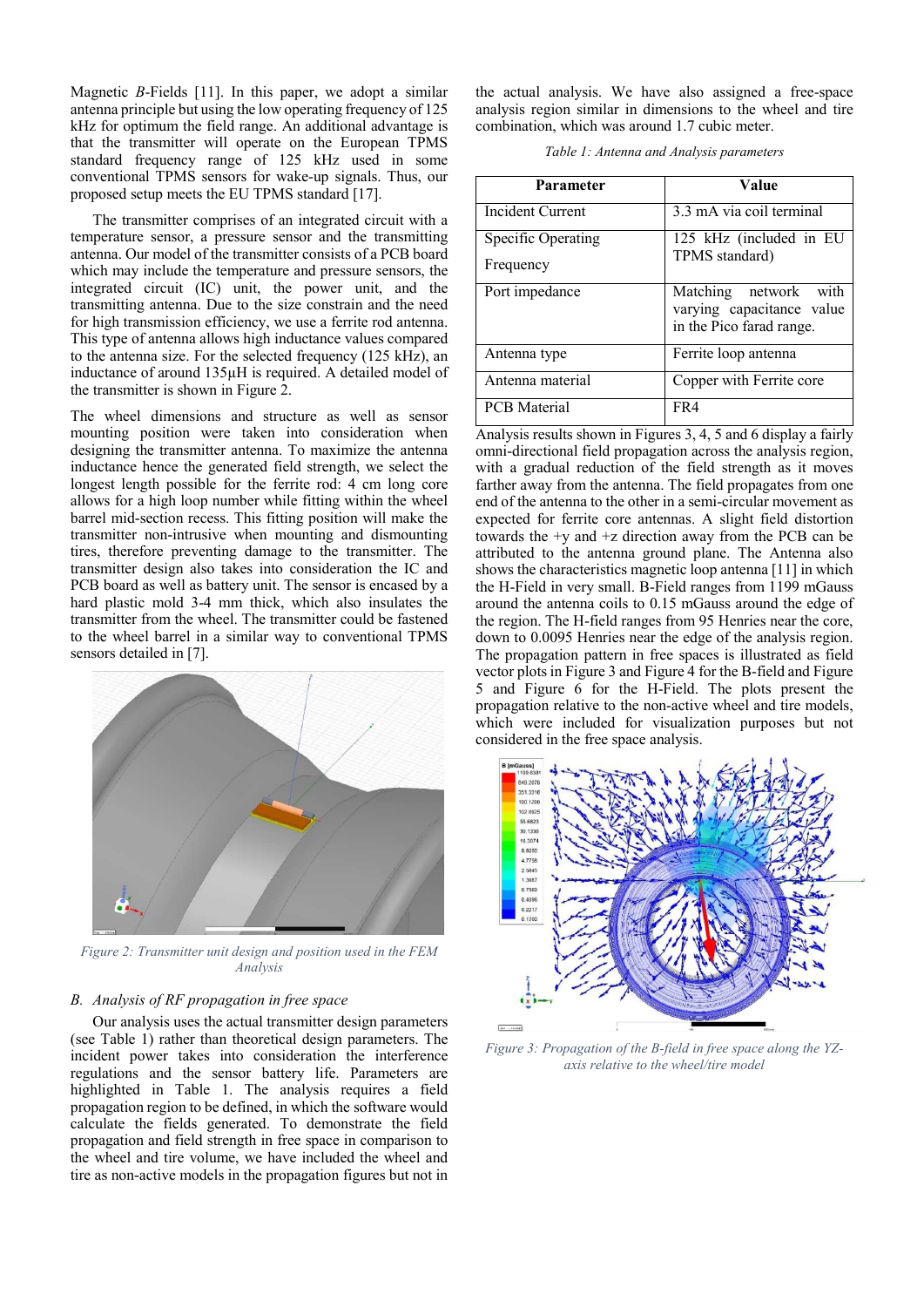Magnetic *B*-Fields [11]. In this paper, we adopt a similar antenna principle but using the low operating frequency of 125 kHz for optimum the field range. An additional advantage is that the transmitter will operate on the European TPMS standard frequency range of 125 kHz used in some conventional TPMS sensors for wake-up signals. Thus, our proposed setup meets the EU TPMS standard [17].

The transmitter comprises of an integrated circuit with a temperature sensor, a pressure sensor and the transmitting antenna. Our model of the transmitter consists of a PCB board which may include the temperature and pressure sensors, the integrated circuit (IC) unit, the power unit, and the transmitting antenna. Due to the size constrain and the need for high transmission efficiency, we use a ferrite rod antenna. This type of antenna allows high inductance values compared to the antenna size. For the selected frequency (125 kHz), an inductance of around 135µH is required. A detailed model of the transmitter is shown in Figure 2.

The wheel dimensions and structure as well as sensor mounting position were taken into consideration when designing the transmitter antenna. To maximize the antenna inductance hence the generated field strength, we select the longest length possible for the ferrite rod: 4 cm long core allows for a high loop number while fitting within the wheel barrel mid-section recess. This fitting position will make the transmitter non-intrusive when mounting and dismounting tires, therefore preventing damage to the transmitter. The transmitter design also takes into consideration the IC and PCB board as well as battery unit. The sensor is encased by a hard plastic mold 3-4 mm thick, which also insulates the transmitter from the wheel. The transmitter could be fastened to the wheel barrel in a similar way to conventional TPMS sensors detailed in [7].

*Figure 2: Transmitter unit design and position used in the FEM Analysis*

### *B. Analysis of RF propagation in free space*

Our analysis uses the actual transmitter design parameters (see Table 1) rather than theoretical design parameters. The incident power takes into consideration the interference regulations and the sensor battery life. Parameters are highlighted in Table 1. The analysis requires a field propagation region to be defined, in which the software would calculate the fields generated. To demonstrate the field propagation and field strength in free space in comparison to the wheel and tire volume, we have included the wheel and tire as non-active models in the propagation figures but not in the actual analysis. We have also assigned a free-space analysis region similar in dimensions to the wheel and tire combination, which was around 1.7 cubic meter.

*Table 1: Antenna and Analysis parameters*

| Parameter | Value |
|---|---|
| Incident Current | 3.3 mA via coil terminal |
| Specific Operating Frequency | 125 kHz (included in EU TPMS standard) |
| Port impedance | Matching network with varying capacitance value in the Pico farad range. |
| Antenna type | Ferrite loop antenna |
| Antenna material | Copper with Ferrite core |
| PCB Material | FR4 |

Analysis results shown in Figures 3, 4, 5 and 6 display a fairly omni-directional field propagation across the analysis region, with a gradual reduction of the field strength as it moves farther away from the antenna. The field propagates from one end of the antenna to the other in a semi-circular movement as expected for ferrite core antennas. A slight field distortion towards the +y and +z direction away from the PCB can be attributed to the antenna ground plane. The Antenna also shows the characteristics magnetic loop antenna [11] in which the H-Field in very small. B-Field ranges from 1199 mGauss around the antenna coils to 0.15 mGauss around the edge of the region. The H-field ranges from 95 Henries near the core, down to 0.0095 Henries near the edge of the analysis region. The propagation pattern in free spaces is illustrated as field vector plots in Figure 3 and Figure 4 for the B-field and Figure 5 and Figure 6 for the H-Field. The plots present the propagation relative to the non-active wheel and tire models, which were included for visualization purposes but not considered in the free space analysis.

*Figure 3: Propagation of the B-field in free space along the YZ-axis relative to the wheel/tire model*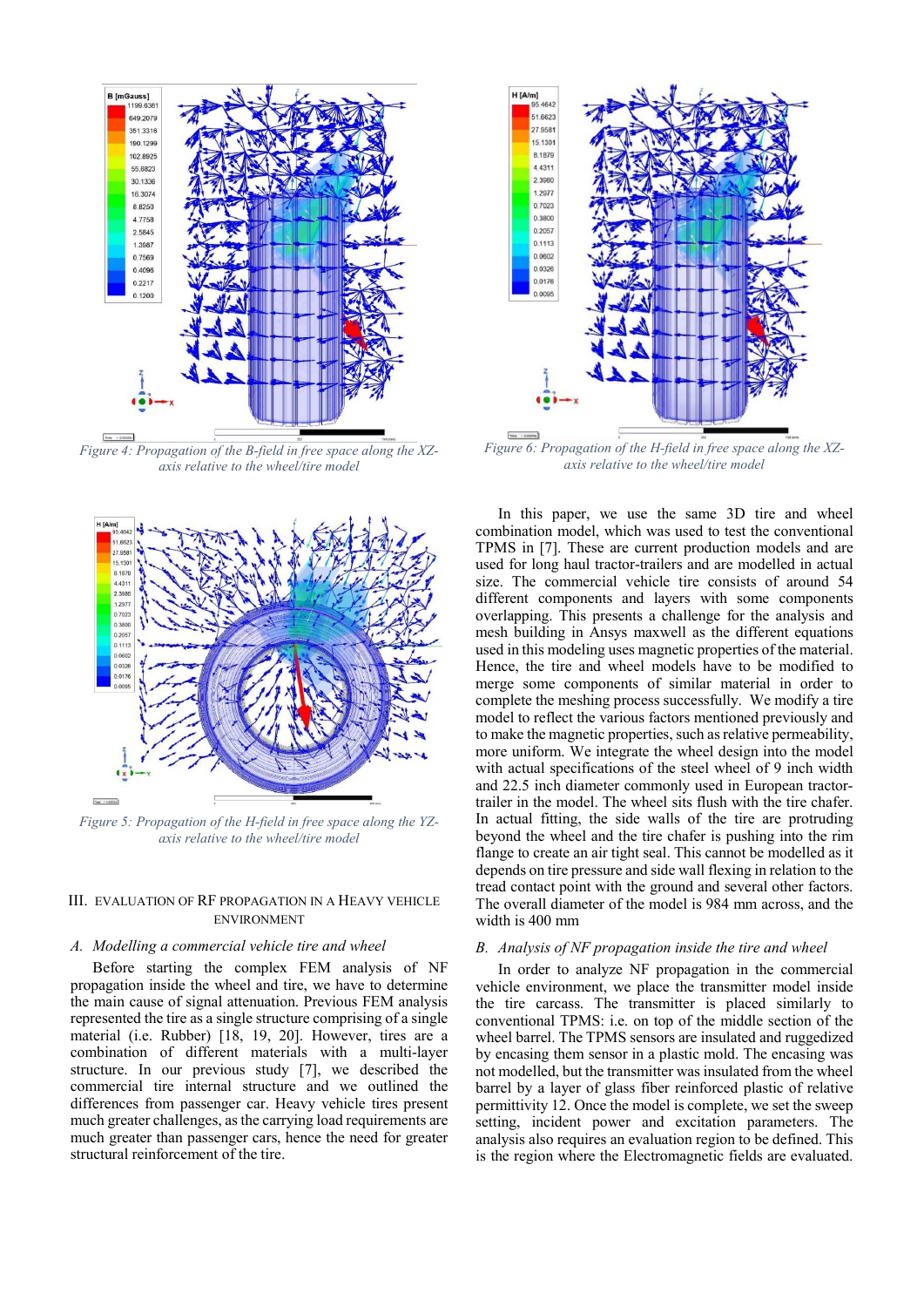Figure 4: Propagation of the B-field in free space along the XZ-axis relative to the wheel/tire model

Figure 6: Propagation of the H-field in free space along the XZ-axis relative to the wheel/tire model

Figure 5: Propagation of the H-field in free space along the YZ-axis relative to the wheel/tire model

## III. EVALUATION OF RF PROPAGATION IN A HEAVY VEHICLE ENVIRONMENT

### *A. Modelling a commercial vehicle tire and wheel*

Before starting the complex FEM analysis of NF propagation inside the wheel and tire, we have to determine the main cause of signal attenuation. Previous FEM analysis represented the tire as a single structure comprising of a single material (i.e. Rubber) [18, 19, 20]. However, tires are a combination of different materials with a multi-layer structure. In our previous study [7], we described the commercial tire internal structure and we outlined the differences from passenger car. Heavy vehicle tires present much greater challenges, as the carrying load requirements are much greater than passenger cars, hence the need for greater structural reinforcement of the tire.

In this paper, we use the same 3D tire and wheel combination model, which was used to test the conventional TPMS in [7]. These are current production models and are used for long haul tractor-trailers and are modelled in actual size. The commercial vehicle tire consists of around 54 different components and layers with some components overlapping. This presents a challenge for the analysis and mesh building in Ansys maxwell as the different equations used in this modeling uses magnetic properties of the material. Hence, the tire and wheel models have to be modified to merge some components of similar material in order to complete the meshing process successfully. We modify a tire model to reflect the various factors mentioned previously and to make the magnetic properties, such as relative permeability, more uniform. We integrate the wheel design into the model with actual specifications of the steel wheel of 9 inch width and 22.5 inch diameter commonly used in European tractor-trailer in the model. The wheel sits flush with the tire chafer. In actual fitting, the side walls of the tire are protruding beyond the wheel and the tire chafer is pushing into the rim flange to create an air tight seal. This cannot be modelled as it depends on tire pressure and side wall flexing in relation to the tread contact point with the ground and several other factors. The overall diameter of the model is 984 mm across, and the width is 400 mm

### *B. Analysis of NF propagation inside the tire and wheel*

In order to analyze NF propagation in the commercial vehicle environment, we place the transmitter model inside the tire carcass. The transmitter is placed similarly to conventional TPMS: i.e. on top of the middle section of the wheel barrel. The TPMS sensors are insulated and ruggedized by encasing them sensor in a plastic mold. The encasing was not modelled, but the transmitter was insulated from the wheel barrel by a layer of glass fiber reinforced plastic of relative permittivity 12. Once the model is complete, we set the sweep setting, incident power and excitation parameters. The analysis also requires an evaluation region to be defined. This is the region where the Electromagnetic fields are evaluated.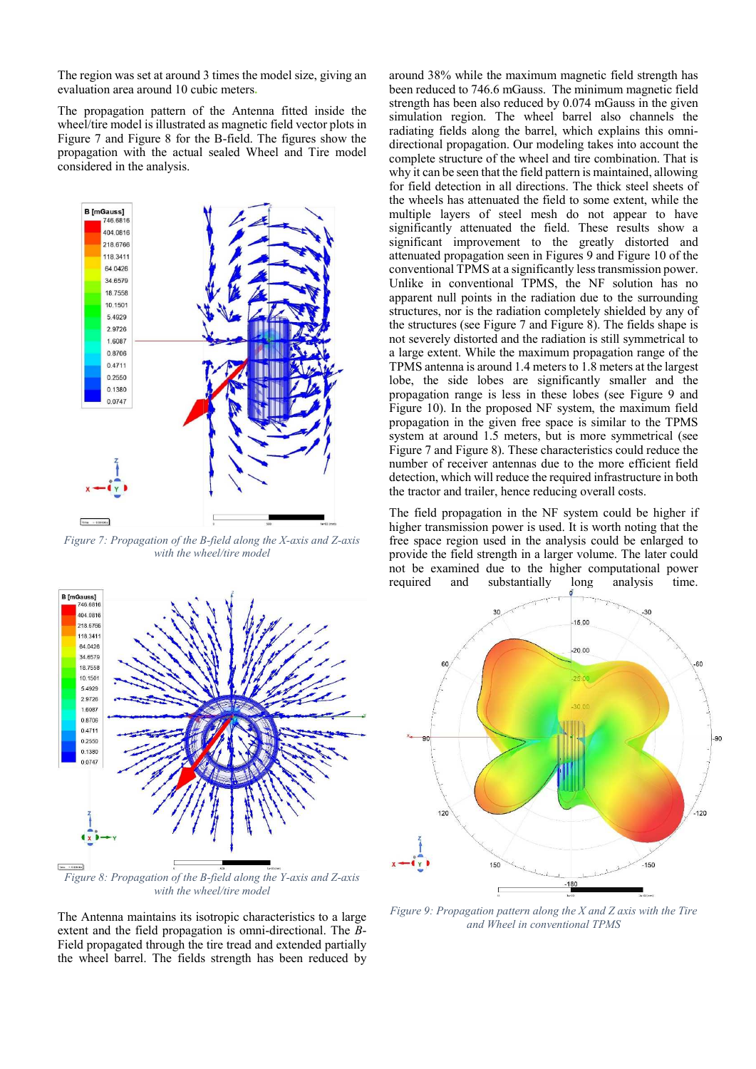The region was set at around 3 times the model size, giving an evaluation area around 10 cubic meters.

The propagation pattern of the Antenna fitted inside the wheel/tire model is illustrated as magnetic field vector plots in Figure 7 and Figure 8 for the B-field. The figures show the propagation with the actual sealed Wheel and Tire model considered in the analysis.

Figure 7: Propagation of the B-field along the X-axis and Z-axis with the wheel/tire model

Figure 8: Propagation of the B-field along the Y-axis and Z-axis with the wheel/tire model

The Antenna maintains its isotropic characteristics to a large extent and the field propagation is omni-directional. The B-Field propagated through the tire tread and extended partially the wheel barrel. The fields strength has been reduced by around 38% while the maximum magnetic field strength has been reduced to 746.6 mGauss. The minimum magnetic field strength has been reduced by 0.074 mGauss in the given simulation region. The wheel barrel also channels the radiating fields along the barrel, which explains this omni-directional propagation. Our modeling takes into account the complete structure of the wheel and tire combination. That is why it can be seen that the field pattern is maintained, allowing for field detection in all directions. The thick steel sheets of the wheels has attenuated the field to some extent, while the multiple layers of steel mesh do not appear to have significantly attenuated the field. These results show a significant improvement to the greatly distorted and attenuated propagation seen in Figures 9 and Figure 10 of the conventional TPMS at a significantly less transmission power. Unlike in conventional TPMS, the NF solution has no apparent null points in the radiation due to the surrounding structures, nor is the radiation completely shielded by any of the structures (see Figure 7 and Figure 8). The fields shape is not severely distorted and the radiation is still symmetrical to a large extent. While the maximum propagation range of the TPMS antenna is around 1.4 meters to 1.8 meters at the largest lobe, the side lobes are significantly smaller and the propagation range is less in these lobes (see Figure 9 and Figure 10). In the proposed NF system, the maximum field propagation in the given free space is similar to the TPMS system at around 1.5 meters, but is more symmetrical (see Figure 7 and Figure 8). These characteristics could reduce the number of receiver antennas due to the more efficient field detection, which will reduce the required infrastructure in both the tractor and trailer, hence reducing overall costs.

The field propagation in the NF system could be higher if higher transmission power is used. It is worth noting that the free space region used in the analysis could be enlarged to provide the field strength in a larger volume. The later could not be examined due to the higher computational power required and substantially long analysis time.

Figure 9: Propagation pattern along the X and Z axis with the Tire and Wheel in conventional TPMS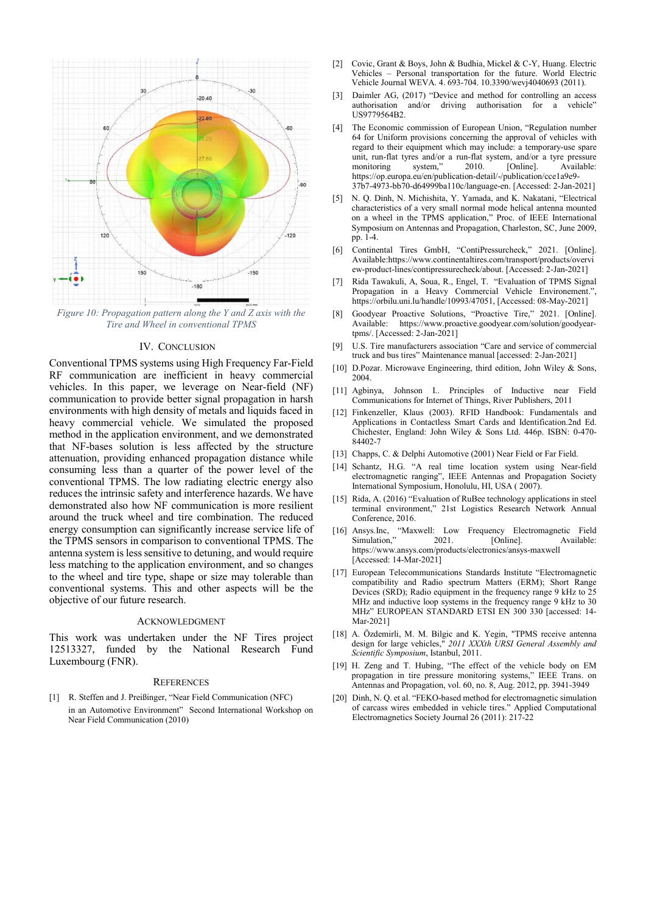30

-30

-20.40

-22.80

60

-60

-27.60

90

-90

120

-120

150

-150

-180

*Figure 10: Propagation pattern along the Y and Z axis with the Tire and Wheel in conventional TPMS*

## IV. CONCLUSION

Conventional TPMS systems using High Frequency Far-Field RF communication are inefficient in heavy commercial vehicles. In this paper, we leverage on Near-field (NF) communication to provide better signal propagation in harsh environments with high density of metals and liquids faced in heavy commercial vehicle. We simulated the proposed method in the application environment, and we demonstrated that NF-bases solution is less affected by the structure attenuation, providing enhanced propagation distance while consuming less than a quarter of the power level of the conventional TPMS. The low radiating electric energy also reduces the intrinsic safety and interference hazards. We have demonstrated also how NF communication is more resilient around the truck wheel and tire combination. The reduced energy consumption can significantly increase service life of the TPMS sensors in comparison to conventional TPMS. The antenna system is less sensitive to detuning, and would require less matching to the application environment, and so changes to the wheel and tire type, shape or size may tolerable than conventional systems. This and other aspects will be the objective of our future research.

## ACKNOWLEDGMENT

This work was undertaken under the NF Tires project 12513327, funded by the National Research Fund Luxembourg (FNR).

## REFERENCES

[1] R. Steffen and J. Preißinger, "Near Field Communication (NFC) in an Automotive Environment" Second International Workshop on Near Field Communication (2010)

[2] Covic, Grant & Boys, John & Budhia, Mickel & C-Y, Huang. Electric Vehicles – Personal transportation for the future. World Electric Vehicle Journal WEVA. 4. 693-704. 10.3390/wevj4040693 (2011).

[3] Daimler AG, (2017) "Device and method for controlling an access authorisation and/or driving authorisation for a vehicle" US9779564B2.

[4] The Economic commission of European Union, "Regulation number 64 for Uniform provisions concerning the approval of vehicles with regard to their equipment which may include: a temporary-use spare unit, run-flat tyres and/or a run-flat system, and/or a tyre pressure monitoring system," 2010. [Online]. Available: https://op.europa.eu/en/publication-detail/-/publication/cce1a9e9-37b7-4973-bb70-d64999ba110c/language-en. [Accessed: 2-Jan-2021]

[5] N. Q. Dinh, N. Michishita, Y. Yamada, and K. Nakatani, "Electrical characteristics of a very small normal mode helical antenna mounted on a wheel in the TPMS application," Proc. of IEEE International Symposium on Antennas and Propagation, Charleston, SC, June 2009, pp. 1-4.

[6] Continental Tires GmbH, "ContiPressurcheck," 2021. [Online]. Available:https://www.continentaltires.com/transport/products/overview-product-lines/contipressurecheck/about. [Accessed: 2-Jan-2021]

[7] Rida Tawakuli, A, Soua, R., Engel, T. "Evaluation of TPMS Signal Propagation in a Heavy Commercial Vehicle Environement.", https://orbilu.uni.lu/handle/10993/47051, [Accessed: 08-May-2021]

[8] Goodyear Proactive Solutions, "Proactive Tire," 2021. [Online]. Available: https://www.proactive.goodyear.com/solution/goodyear-tpms/. [Accessed: 2-Jan-2021]

[9] U.S. Tire manufacturers association "Care and service of commercial truck and bus tires" Maintenance manual [accessed: 2-Jan-2021]

[10] D.Pozar. Microwave Engineering, third edition, John Wiley & Sons, 2004.

[11] Agbinya, Johnson I.. Principles of Inductive near Field Communications for Internet of Things, River Publishers, 2011

[12] Finkenzeller, Klaus (2003). RFID Handbook: Fundamentals and Applications in Contactless Smart Cards and Identification.2nd Ed. Chichester, England: John Wiley & Sons Ltd. 446p. ISBN: 0-470-84402-7

[13] Chapps, C. & Delphi Automotive (2001) Near Field or Far Field.

[14] Schantz, H.G. "A real time location system using Near-field electromagnetic ranging", IEEE Antennas and Propagation Society International Symposium, Honolulu, HI, USA ( 2007).

[15] Rida, A. (2016) "Evaluation of RuBee technology applications in steel terminal environment," 21st Logistics Research Network Annual Conference, 2016.

[16] Ansys.Inc, "Maxwell: Low Frequency Electromagnetic Field Simulation," 2021. [Online]. Available: https://www.ansys.com/products/electronics/ansys-maxwell [Accessed: 14-Mar-2021]

[17] European Telecommunications Standards Institute "Electromagnetic compatibility and Radio spectrum Matters (ERM); Short Range Devices (SRD); Radio equipment in the frequency range 9 kHz to 25 MHz and inductive loop systems in the frequency range 9 kHz to 30 MHz" EUROPEAN STANDARD ETSI EN 300 330 [accessed: 14-Mar-2021]

[18] A. Özdemirli, M. M. Bilgic and K. Yegin, "TPMS receive antenna design for large vehicles," *2011 XXXth URSI General Assembly and Scientific Symposium*, Istanbul, 2011.

[19] H. Zeng and T. Hubing, "The effect of the vehicle body on EM propagation in tire pressure monitoring systems," IEEE Trans. on Antennas and Propagation, vol. 60, no. 8, Aug. 2012, pp. 3941-3949

[20] Dinh, N. Q. et al. "FEKO-based method for electromagnetic simulation of carcass wires embedded in vehicle tires." Applied Computational Electromagnetics Society Journal 26 (2011): 217-22